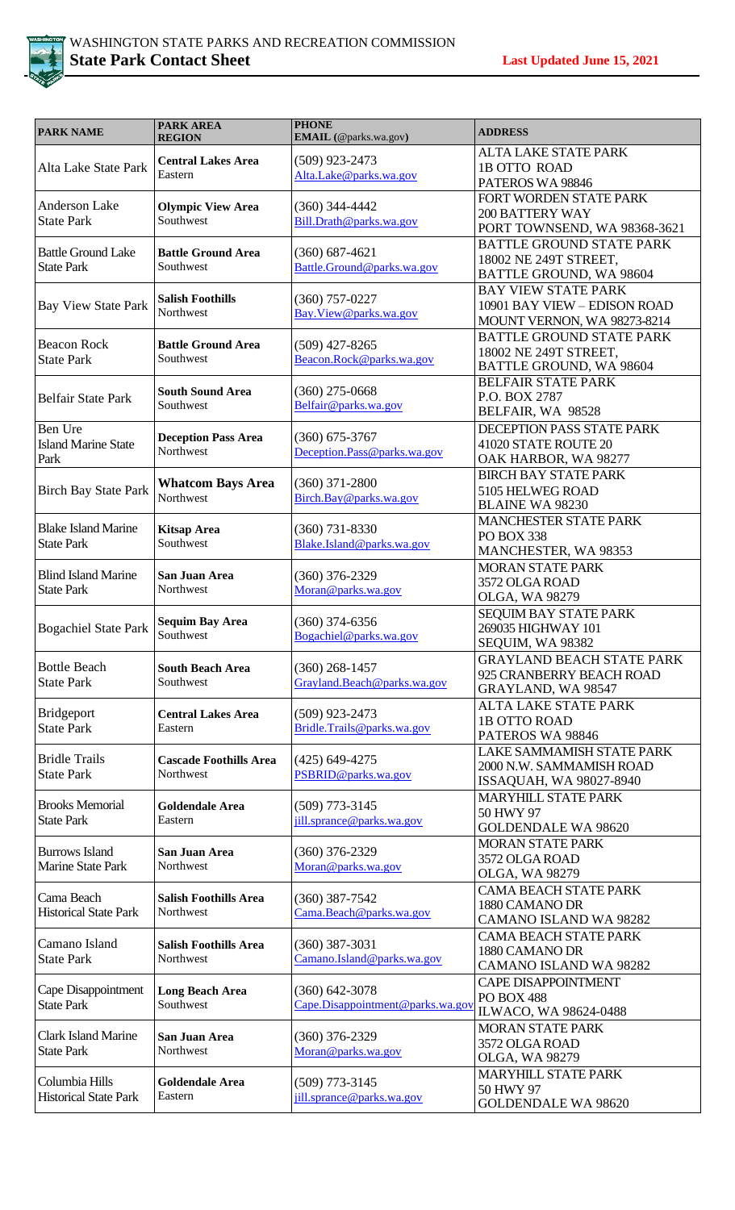WASHINGTON STATE PARKS AND RECREATION COMMISSION

**State Park Contact Sheet**

**Last Updated June 15, 2021**

| PARK NAME | PARK AREA REGION | PHONE EMAIL (@parks.wa.gov) | ADDRESS |
|---|---|---|---|
| Alta Lake State Park | **Central Lakes Area** Eastern | (509) 923-2473 Alta.Lake@parks.wa.gov | ALTA LAKE STATE PARK 1B OTTO ROAD PATEROS WA 98846 |
| Anderson Lake State Park | **Olympic View Area** Southwest | (360) 344-4442 Bill.Drath@parks.wa.gov | FORT WORDEN STATE PARK 200 BATTERY WAY PORT TOWNSEND, WA 98368-3621 |
| Battle Ground Lake State Park | **Battle Ground Area** Southwest | (360) 687-4621 Battle.Ground@parks.wa.gov | BATTLE GROUND STATE PARK 18002 NE 249T STREET, BATTLE GROUND, WA 98604 |
| Bay View State Park | **Salish Foothills** Northwest | (360) 757-0227 Bay.View@parks.wa.gov | BAY VIEW STATE PARK 10901 BAY VIEW – EDISON ROAD MOUNT VERNON, WA 98273-8214 |
| Beacon Rock State Park | **Battle Ground Area** Southwest | (509) 427-8265 Beacon.Rock@parks.wa.gov | BATTLE GROUND STATE PARK 18002 NE 249T STREET, BATTLE GROUND, WA 98604 |
| Belfair State Park | **South Sound Area** Southwest | (360) 275-0668 Belfair@parks.wa.gov | BELFAIR STATE PARK P.O. BOX 2787 BELFAIR, WA 98528 |
| Ben Ure Island Marine State Park | **Deception Pass Area** Northwest | (360) 675-3767 Deception.Pass@parks.wa.gov | DECEPTION PASS STATE PARK 41020 STATE ROUTE 20 OAK HARBOR, WA 98277 |
| Birch Bay State Park | **Whatcom Bays Area** Northwest | (360) 371-2800 Birch.Bay@parks.wa.gov | BIRCH BAY STATE PARK 5105 HELWEG ROAD BLAINE WA 98230 |
| Blake Island Marine State Park | **Kitsap Area** Southwest | (360) 731-8330 Blake.Island@parks.wa.gov | MANCHESTER STATE PARK PO BOX 338 MANCHESTER, WA 98353 |
| Blind Island Marine State Park | **San Juan Area** Northwest | (360) 376-2329 Moran@parks.wa.gov | MORAN STATE PARK 3572 OLGA ROAD OLGA, WA 98279 |
| Bogachiel State Park | **Sequim Bay Area** Southwest | (360) 374-6356 Bogachiel@parks.wa.gov | SEQUIM BAY STATE PARK 269035 HIGHWAY 101 SEQUIM, WA 98382 |
| Bottle Beach State Park | **South Beach Area** Southwest | (360) 268-1457 Grayland.Beach@parks.wa.gov | GRAYLAND BEACH STATE PARK 925 CRANBERRY BEACH ROAD GRAYLAND, WA 98547 |
| Bridgeport State Park | **Central Lakes Area** Eastern | (509) 923-2473 Bridle.Trails@parks.wa.gov | ALTA LAKE STATE PARK 1B OTTO ROAD PATEROS WA 98846 |
| Bridle Trails State Park | **Cascade Foothills Area** Northwest | (425) 649-4275 PSBRID@parks.wa.gov | LAKE SAMMAMISH STATE PARK 2000 N.W. SAMMAMISH ROAD ISSAQUAH, WA 98027-8940 |
| Brooks Memorial State Park | **Goldendale Area** Eastern | (509) 773-3145 jill.sprance@parks.wa.gov | MARYHILL STATE PARK 50 HWY 97 GOLDENDALE WA 98620 |
| Burrows Island Marine State Park | **San Juan Area** Northwest | (360) 376-2329 Moran@parks.wa.gov | MORAN STATE PARK 3572 OLGA ROAD OLGA, WA 98279 |
| Cama Beach Historical State Park | **Salish Foothills Area** Northwest | (360) 387-7542 Cama.Beach@parks.wa.gov | CAMA BEACH STATE PARK 1880 CAMANO DR CAMANO ISLAND WA 98282 |
| Camano Island State Park | **Salish Foothills Area** Northwest | (360) 387-3031 Camano.Island@parks.wa.gov | CAMA BEACH STATE PARK 1880 CAMANO DR CAMANO ISLAND WA 98282 |
| Cape Disappointment State Park | **Long Beach Area** Southwest | (360) 642-3078 Cape.Disappointment@parks.wa.gov | CAPE DISAPPOINTMENT PO BOX 488 ILWACO, WA 98624-0488 |
| Clark Island Marine State Park | **San Juan Area** Northwest | (360) 376-2329 Moran@parks.wa.gov | MORAN STATE PARK 3572 OLGA ROAD OLGA, WA 98279 |
| Columbia Hills Historical State Park | **Goldendale Area** Eastern | (509) 773-3145 jill.sprance@parks.wa.gov | MARYHILL STATE PARK 50 HWY 97 GOLDENDALE WA 98620 |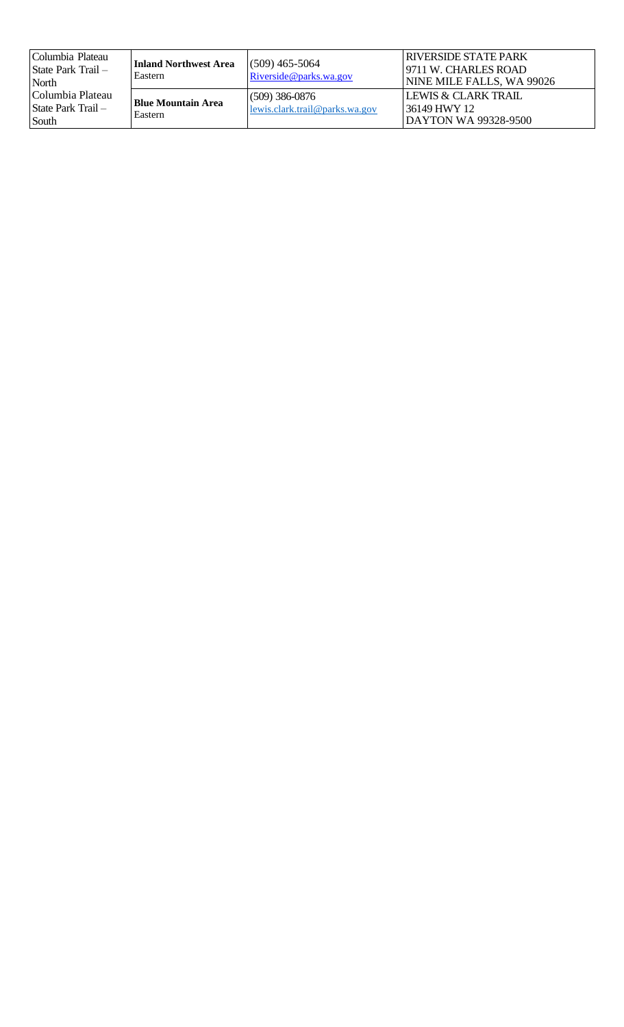| Columbia Plateau State Park Trail – North | **Inland Northwest Area** Eastern | (509) 465-5064 Riverside@parks.wa.gov | RIVERSIDE STATE PARK 9711 W. CHARLES ROAD NINE MILE FALLS, WA 99026 |
|---|---|---|---|
| Columbia Plateau State Park Trail – South | **Blue Mountain Area** Eastern | (509) 386-0876 lewis.clark.trail@parks.wa.gov | LEWIS & CLARK TRAIL 36149 HWY 12 DAYTON WA 99328-9500 |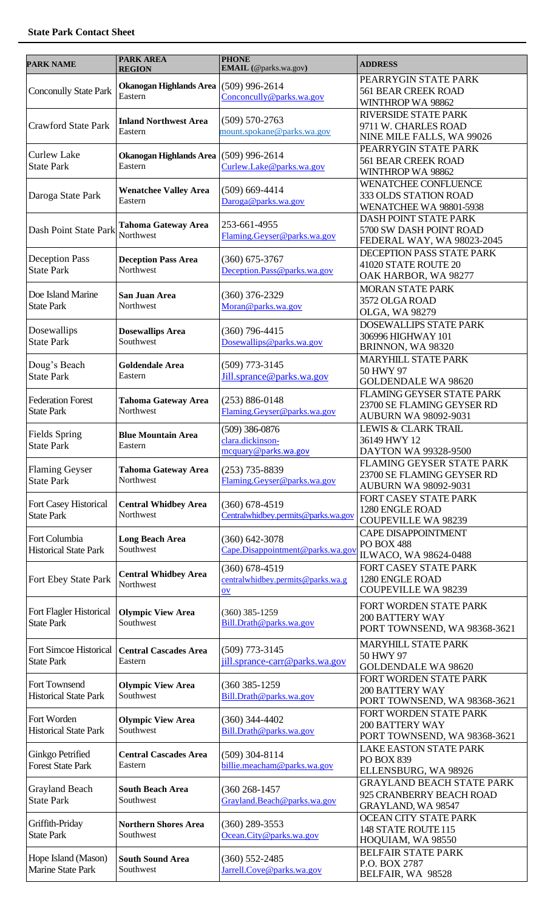**State Park Contact Sheet**

| PARK NAME | PARK AREA REGION | PHONE EMAIL (@parks.wa.gov) | ADDRESS |
|---|---|---|---|
| Conconully State Park | **Okanogan Highlands Area** Eastern | (509) 996-2614 Conconcully@parks.wa.gov | PEARRYGIN STATE PARK 561 BEAR CREEK ROAD WINTHROP WA 98862 |
| Crawford State Park | **Inland Northwest Area** Eastern | (509) 570-2763 mount.spokane@parks.wa.gov | RIVERSIDE STATE PARK 9711 W. CHARLES ROAD NINE MILE FALLS, WA 99026 |
| Curlew Lake State Park | **Okanogan Highlands Area** Eastern | (509) 996-2614 Curlew.Lake@parks.wa.gov | PEARRYGIN STATE PARK 561 BEAR CREEK ROAD WINTHROP WA 98862 |
| Daroga State Park | **Wenatchee Valley Area** Eastern | (509) 669-4414 Daroga@parks.wa.gov | WENATCHEE CONFLUENCE 333 OLDS STATION ROAD WENATCHEE WA 98801-5938 |
| Dash Point State Park | **Tahoma Gateway Area** Northwest | 253-661-4955 Flaming.Geyser@parks.wa.gov | DASH POINT STATE PARK 5700 SW DASH POINT ROAD FEDERAL WAY, WA 98023-2045 |
| Deception Pass State Park | **Deception Pass Area** Northwest | (360) 675-3767 Deception.Pass@parks.wa.gov | DECEPTION PASS STATE PARK 41020 STATE ROUTE 20 OAK HARBOR, WA 98277 |
| Doe Island Marine State Park | **San Juan Area** Northwest | (360) 376-2329 Moran@parks.wa.gov | MORAN STATE PARK 3572 OLGA ROAD OLGA, WA 98279 |
| Dosewallips State Park | **Dosewallips Area** Southwest | (360) 796-4415 Dosewallips@parks.wa.gov | DOSEWALLIPS STATE PARK 306996 HIGHWAY 101 BRINNON, WA 98320 |
| Doug's Beach State Park | **Goldendale Area** Eastern | (509) 773-3145 Jill.sprance@parks.wa.gov | MARYHILL STATE PARK 50 HWY 97 GOLDENDALE WA 98620 |
| Federation Forest State Park | **Tahoma Gateway Area** Northwest | (253) 886-0148 Flaming.Geyser@parks.wa.gov | FLAMING GEYSER STATE PARK 23700 SE FLAMING GEYSER RD AUBURN WA 98092-9031 |
| Fields Spring State Park | **Blue Mountain Area** Eastern | (509) 386-0876 clara.dickinson-mcquary@parks.wa.gov | LEWIS & CLARK TRAIL 36149 HWY 12 DAYTON WA 99328-9500 |
| Flaming Geyser State Park | **Tahoma Gateway Area** Northwest | (253) 735-8839 Flaming.Geyser@parks.wa.gov | FLAMING GEYSER STATE PARK 23700 SE FLAMING GEYSER RD AUBURN WA 98092-9031 |
| Fort Casey Historical State Park | **Central Whidbey Area** Northwest | (360) 678-4519 Centralwhidbey.permits@parks.wa.gov | FORT CASEY STATE PARK 1280 ENGLE ROAD COUPEVILLE WA 98239 |
| Fort Columbia Historical State Park | **Long Beach Area** Southwest | (360) 642-3078 Cape.Disappointment@parks.wa.gov | CAPE DISAPPOINTMENT PO BOX 488 ILWACO, WA 98624-0488 |
| Fort Ebey State Park | **Central Whidbey Area** Northwest | (360) 678-4519 centralwhidbey.permits@parks.wa.gov | FORT CASEY STATE PARK 1280 ENGLE ROAD COUPEVILLE WA 98239 |
| Fort Flagler Historical State Park | **Olympic View Area** Southwest | (360) 385-1259 Bill.Drath@parks.wa.gov | FORT WORDEN STATE PARK 200 BATTERY WAY PORT TOWNSEND, WA 98368-3621 |
| Fort Simcoe Historical State Park | **Central Cascades Area** Eastern | (509) 773-3145 jill.sprance-carr@parks.wa.gov | MARYHILL STATE PARK 50 HWY 97 GOLDENDALE WA 98620 |
| Fort Townsend Historical State Park | **Olympic View Area** Southwest | (360 385-1259 Bill.Drath@parks.wa.gov | FORT WORDEN STATE PARK 200 BATTERY WAY PORT TOWNSEND, WA 98368-3621 |
| Fort Worden Historical State Park | **Olympic View Area** Southwest | (360) 344-4402 Bill.Drath@parks.wa.gov | FORT WORDEN STATE PARK 200 BATTERY WAY PORT TOWNSEND, WA 98368-3621 |
| Ginkgo Petrified Forest State Park | **Central Cascades Area** Eastern | (509) 304-8114 billie.meacham@parks.wa.gov | LAKE EASTON STATE PARK PO BOX 839 ELLENSBURG, WA 98926 |
| Grayland Beach State Park | **South Beach Area** Southwest | (360 268-1457 Grayland.Beach@parks.wa.gov | GRAYLAND BEACH STATE PARK 925 CRANBERRY BEACH ROAD GRAYLAND, WA 98547 |
| Griffith-Priday State Park | **Northern Shores Area** Southwest | (360) 289-3553 Ocean.City@parks.wa.gov | OCEAN CITY STATE PARK 148 STATE ROUTE 115 HOQUIAM, WA 98550 |
| Hope Island (Mason) Marine State Park | **South Sound Area** Southwest | (360) 552-2485 Jarrell.Cove@parks.wa.gov | BELFAIR STATE PARK P.O. BOX 2787 BELFAIR, WA 98528 |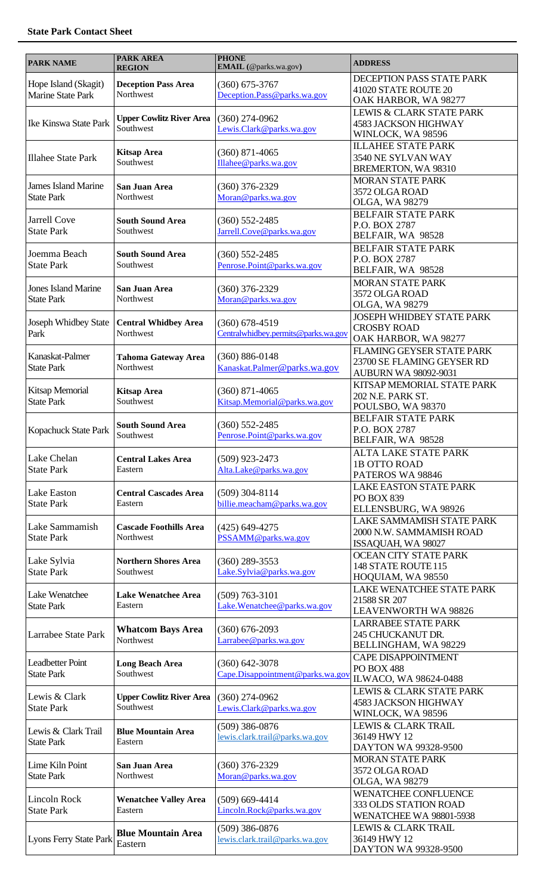**State Park Contact Sheet**

| PARK NAME | PARK AREA REGION | PHONE EMAIL (@parks.wa.gov) | ADDRESS |
|---|---|---|---|
| Hope Island (Skagit) Marine State Park | **Deception Pass Area** Northwest | (360) 675-3767 Deception.Pass@parks.wa.gov | DECEPTION PASS STATE PARK 41020 STATE ROUTE 20 OAK HARBOR, WA 98277 |
| Ike Kinswa State Park | **Upper Cowlitz River Area** Southwest | (360) 274-0962 Lewis.Clark@parks.wa.gov | LEWIS & CLARK STATE PARK 4583 JACKSON HIGHWAY WINLOCK, WA 98596 |
| Illahee State Park | **Kitsap Area** Southwest | (360) 871-4065 Illahee@parks.wa.gov | ILLAHEE STATE PARK 3540 NE SYLVAN WAY BREMERTON, WA 98310 |
| James Island Marine State Park | **San Juan Area** Northwest | (360) 376-2329 Moran@parks.wa.gov | MORAN STATE PARK 3572 OLGA ROAD OLGA, WA 98279 |
| Jarrell Cove State Park | **South Sound Area** Southwest | (360) 552-2485 Jarrell.Cove@parks.wa.gov | BELFAIR STATE PARK P.O. BOX 2787 BELFAIR, WA 98528 |
| Joemma Beach State Park | **South Sound Area** Southwest | (360) 552-2485 Penrose.Point@parks.wa.gov | BELFAIR STATE PARK P.O. BOX 2787 BELFAIR, WA 98528 |
| Jones Island Marine State Park | **San Juan Area** Northwest | (360) 376-2329 Moran@parks.wa.gov | MORAN STATE PARK 3572 OLGA ROAD OLGA, WA 98279 |
| Joseph Whidbey State Park | **Central Whidbey Area** Northwest | (360) 678-4519 Centralwhidbey.permits@parks.wa.gov | JOSEPH WHIDBEY STATE PARK CROSBY ROAD OAK HARBOR, WA 98277 |
| Kanaskat-Palmer State Park | **Tahoma Gateway Area** Northwest | (360) 886-0148 Kanaskat.Palmer@parks.wa.gov | FLAMING GEYSER STATE PARK 23700 SE FLAMING GEYSER RD AUBURN WA 98092-9031 |
| Kitsap Memorial State Park | **Kitsap Area** Southwest | (360) 871-4065 Kitsap.Memorial@parks.wa.gov | KITSAP MEMORIAL STATE PARK 202 N.E. PARK ST. POULSBO, WA 98370 |
| Kopachuck State Park | **South Sound Area** Southwest | (360) 552-2485 Penrose.Point@parks.wa.gov | BELFAIR STATE PARK P.O. BOX 2787 BELFAIR, WA 98528 |
| Lake Chelan State Park | **Central Lakes Area** Eastern | (509) 923-2473 Alta.Lake@parks.wa.gov | ALTA LAKE STATE PARK 1B OTTO ROAD PATEROS WA 98846 |
| Lake Easton State Park | **Central Cascades Area** Eastern | (509) 304-8114 billie.meacham@parks.wa.gov | LAKE EASTON STATE PARK PO BOX 839 ELLENSBURG, WA 98926 |
| Lake Sammamish State Park | **Cascade Foothills Area** Northwest | (425) 649-4275 PSSAMM@parks.wa.gov | LAKE SAMMAMISH STATE PARK 2000 N.W. SAMMAMISH ROAD ISSAQUAH, WA 98027 |
| Lake Sylvia State Park | **Northern Shores Area** Southwest | (360) 289-3553 Lake.Sylvia@parks.wa.gov | OCEAN CITY STATE PARK 148 STATE ROUTE 115 HOQUIAM, WA 98550 |
| Lake Wenatchee State Park | **Lake Wenatchee Area** Eastern | (509) 763-3101 Lake.Wenatchee@parks.wa.gov | LAKE WENATCHEE STATE PARK 21588 SR 207 LEAVENWORTH WA 98826 |
| Larrabee State Park | **Whatcom Bays Area** Northwest | (360) 676-2093 Larrabee@parks.wa.gov | LARRABEE STATE PARK 245 CHUCKANUT DR. BELLINGHAM, WA 98229 |
| Leadbetter Point State Park | **Long Beach Area** Southwest | (360) 642-3078 Cape.Disappointment@parks.wa.gov | CAPE DISAPPOINTMENT PO BOX 488 ILWACO, WA 98624-0488 |
| Lewis & Clark State Park | **Upper Cowlitz River Area** Southwest | (360) 274-0962 Lewis.Clark@parks.wa.gov | LEWIS & CLARK STATE PARK 4583 JACKSON HIGHWAY WINLOCK, WA 98596 |
| Lewis & Clark Trail State Park | **Blue Mountain Area** Eastern | (509) 386-0876 lewis.clark.trail@parks.wa.gov | LEWIS & CLARK TRAIL 36149 HWY 12 DAYTON WA 99328-9500 |
| Lime Kiln Point State Park | **San Juan Area** Northwest | (360) 376-2329 Moran@parks.wa.gov | MORAN STATE PARK 3572 OLGA ROAD OLGA, WA 98279 |
| Lincoln Rock State Park | **Wenatchee Valley Area** Eastern | (509) 669-4414 Lincoln.Rock@parks.wa.gov | WENATCHEE CONFLUENCE 333 OLDS STATION ROAD WENATCHEE WA 98801-5938 |
| Lyons Ferry State Park | **Blue Mountain Area** Eastern | (509) 386-0876 lewis.clark.trail@parks.wa.gov | LEWIS & CLARK TRAIL 36149 HWY 12 DAYTON WA 99328-9500 |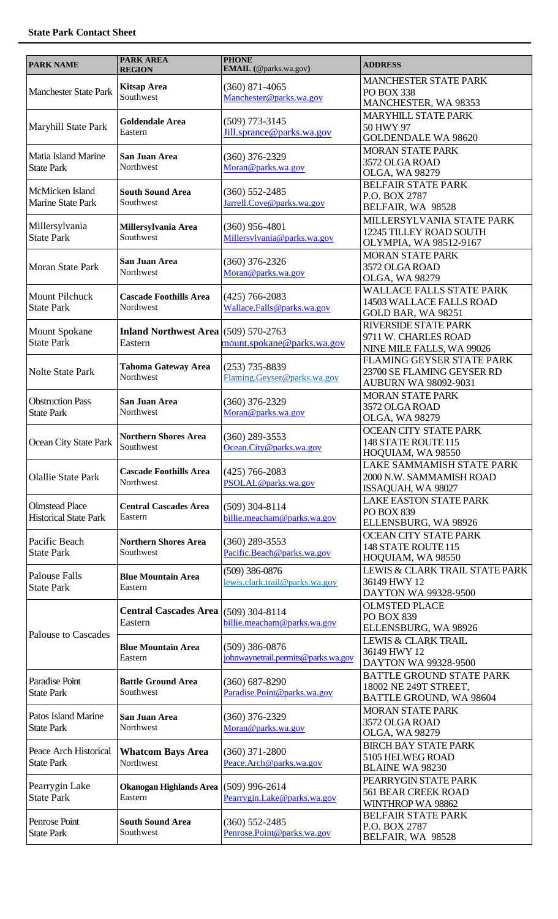**State Park Contact Sheet**

| PARK NAME | PARK AREA REGION | PHONE EMAIL (@parks.wa.gov) | ADDRESS |
|---|---|---|---|
| Manchester State Park | **Kitsap Area** Southwest | (360) 871-4065 Manchester@parks.wa.gov | MANCHESTER STATE PARK PO BOX 338 MANCHESTER, WA 98353 |
| Maryhill State Park | **Goldendale Area** Eastern | (509) 773-3145 Jill.sprance@parks.wa.gov | MARYHILL STATE PARK 50 HWY 97 GOLDENDALE WA 98620 |
| Matia Island Marine State Park | **San Juan Area** Northwest | (360) 376-2329 Moran@parks.wa.gov | MORAN STATE PARK 3572 OLGA ROAD OLGA, WA 98279 |
| McMicken Island Marine State Park | **South Sound Area** Southwest | (360) 552-2485 Jarrell.Cove@parks.wa.gov | BELFAIR STATE PARK P.O. BOX 2787 BELFAIR, WA 98528 |
| Millersylvania State Park | **Millersylvania Area** Southwest | (360) 956-4801 Millersylvania@parks.wa.gov | MILLERSYLVANIA STATE PARK 12245 TILLEY ROAD SOUTH OLYMPIA, WA 98512-9167 |
| Moran State Park | **San Juan Area** Northwest | (360) 376-2326 Moran@parks.wa.gov | MORAN STATE PARK 3572 OLGA ROAD OLGA, WA 98279 |
| Mount Pilchuck State Park | **Cascade Foothills Area** Northwest | (425) 766-2083 Wallace.Falls@parks.wa.gov | WALLACE FALLS STATE PARK 14503 WALLACE FALLS ROAD GOLD BAR, WA 98251 |
| Mount Spokane State Park | **Inland Northwest Area** Eastern | (509) 570-2763 mount.spokane@parks.wa.gov | RIVERSIDE STATE PARK 9711 W. CHARLES ROAD NINE MILE FALLS, WA 99026 |
| Nolte State Park | **Tahoma Gateway Area** Northwest | (253) 735-8839 Flaming.Geyser@parks.wa.gov | FLAMING GEYSER STATE PARK 23700 SE FLAMING GEYSER RD AUBURN WA 98092-9031 |
| Obstruction Pass State Park | **San Juan Area** Northwest | (360) 376-2329 Moran@parks.wa.gov | MORAN STATE PARK 3572 OLGA ROAD OLGA, WA 98279 |
| Ocean City State Park | **Northern Shores Area** Southwest | (360) 289-3553 Ocean.City@parks.wa.gov | OCEAN CITY STATE PARK 148 STATE ROUTE 115 HOQUIAM, WA 98550 |
| Olallie State Park | **Cascade Foothills Area** Northwest | (425) 766-2083 PSOLAL@parks.wa.gov | LAKE SAMMAMISH STATE PARK 2000 N.W. SAMMAMISH ROAD ISSAQUAH, WA 98027 |
| Olmstead Place Historical State Park | **Central Cascades Area** Eastern | (509) 304-8114 billie.meacham@parks.wa.gov | LAKE EASTON STATE PARK PO BOX 839 ELLENSBURG, WA 98926 |
| Pacific Beach State Park | **Northern Shores Area** Southwest | (360) 289-3553 Pacific.Beach@parks.wa.gov | OCEAN CITY STATE PARK 148 STATE ROUTE 115 HOQUIAM, WA 98550 |
| Palouse Falls State Park | **Blue Mountain Area** Eastern | (509) 386-0876 lewis.clark.trail@parks.wa.gov | LEWIS & CLARK TRAIL STATE PARK 36149 HWY 12 DAYTON WA 99328-9500 |
| Palouse to Cascades | **Central Cascades Area** Eastern | (509) 304-8114 billie.meacham@parks.wa.gov | OLMSTED PLACE PO BOX 839 ELLENSBURG, WA 98926 |
| | **Blue Mountain Area** Eastern | (509) 386-0876 johnwaynetrail.permits@parks.wa.gov | LEWIS & CLARK TRAIL 36149 HWY 12 DAYTON WA 99328-9500 |
| Paradise Point State Park | **Battle Ground Area** Southwest | (360) 687-8290 Paradise.Point@parks.wa.gov | BATTLE GROUND STATE PARK 18002 NE 249T STREET, BATTLE GROUND, WA 98604 |
| Patos Island Marine State Park | **San Juan Area** Northwest | (360) 376-2329 Moran@parks.wa.gov | MORAN STATE PARK 3572 OLGA ROAD OLGA, WA 98279 |
| Peace Arch Historical State Park | **Whatcom Bays Area** Northwest | (360) 371-2800 Peace.Arch@parks.wa.gov | BIRCH BAY STATE PARK 5105 HELWEG ROAD BLAINE WA 98230 |
| Pearrygin Lake State Park | **Okanogan Highlands Area** Eastern | (509) 996-2614 Pearrygin.Lake@parks.wa.gov | PEARRYGIN STATE PARK 561 BEAR CREEK ROAD WINTHROP WA 98862 |
| Penrose Point State Park | **South Sound Area** Southwest | (360) 552-2485 Penrose.Point@parks.wa.gov | BELFAIR STATE PARK P.O. BOX 2787 BELFAIR, WA 98528 |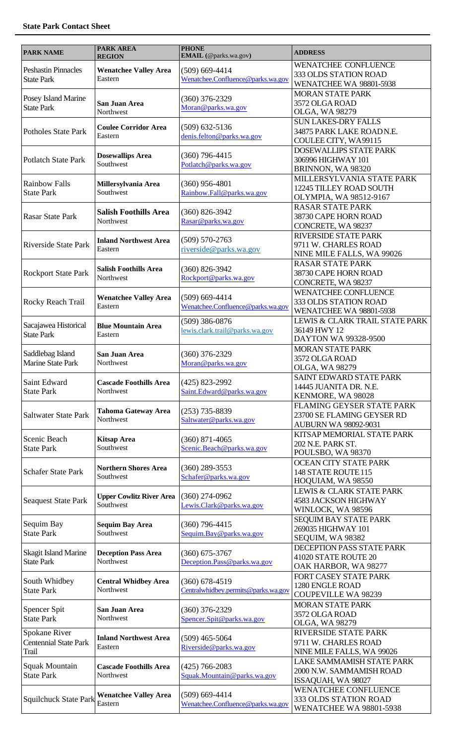**State Park Contact Sheet**

| PARK NAME | PARK AREA REGION | PHONE EMAIL (@parks.wa.gov) | ADDRESS |
|---|---|---|---|
| Peshastin Pinnacles State Park | **Wenatchee Valley Area** Eastern | (509) 669-4414 Wenatchee.Confluence@parks.wa.gov | WENATCHEE CONFLUENCE 333 OLDS STATION ROAD WENATCHEE WA 98801-5938 |
| Posey Island Marine State Park | **San Juan Area** Northwest | (360) 376-2329 Moran@parks.wa.gov | MORAN STATE PARK 3572 OLGA ROAD OLGA, WA 98279 |
| Potholes State Park | **Coulee Corridor Area** Eastern | (509) 632-5136 denis.felton@parks.wa.gov | SUN LAKES-DRY FALLS 34875 PARK LAKE ROAD N.E. COULEE CITY, WA 99115 |
| Potlatch State Park | **Dosewallips Area** Southwest | (360) 796-4415 Potlatch@parks.wa.gov | DOSEWALLIPS STATE PARK 306996 HIGHWAY 101 BRINNON, WA 98320 |
| Rainbow Falls State Park | **Millersylvania Area** Southwest | (360) 956-4801 Rainbow.Fall@parks.wa.gov | MILLERSYLVANIA STATE PARK 12245 TILLEY ROAD SOUTH OLYMPIA, WA 98512-9167 |
| Rasar State Park | **Salish Foothills Area** Northwest | (360) 826-3942 Rasar@parks.wa.gov | RASAR STATE PARK 38730 CAPE HORN ROAD CONCRETE, WA 98237 |
| Riverside State Park | **Inland Northwest Area** Eastern | (509) 570-2763 riverside@parks.wa.gov | RIVERSIDE STATE PARK 9711 W. CHARLES ROAD NINE MILE FALLS, WA 99026 |
| Rockport State Park | **Salish Foothills Area** Northwest | (360) 826-3942 Rockport@parks.wa.gov | RASAR STATE PARK 38730 CAPE HORN ROAD CONCRETE, WA 98237 |
| Rocky Reach Trail | **Wenatchee Valley Area** Eastern | (509) 669-4414 Wenatchee.Confluence@parks.wa.gov | WENATCHEE CONFLUENCE 333 OLDS STATION ROAD WENATCHEE WA 98801-5938 |
| Sacajawea Historical State Park | **Blue Mountain Area** Eastern | (509) 386-0876 lewis.clark.trail@parks.wa.gov | LEWIS & CLARK TRAIL STATE PARK 36149 HWY 12 DAYTON WA 99328-9500 |
| Saddlebag Island Marine State Park | **San Juan Area** Northwest | (360) 376-2329 Moran@parks.wa.gov | MORAN STATE PARK 3572 OLGA ROAD OLGA, WA 98279 |
| Saint Edward State Park | **Cascade Foothills Area** Northwest | (425) 823-2992 Saint.Edward@parks.wa.gov | SAINT EDWARD STATE PARK 14445 JUANITA DR. N.E. KENMORE, WA 98028 |
| Saltwater State Park | **Tahoma Gateway Area** Northwest | (253) 735-8839 Saltwater@parks.wa.gov | FLAMING GEYSER STATE PARK 23700 SE FLAMING GEYSER RD AUBURN WA 98092-9031 |
| Scenic Beach State Park | **Kitsap Area** Southwest | (360) 871-4065 Scenic.Beach@parks.wa.gov | KITSAP MEMORIAL STATE PARK 202 N.E. PARK ST. POULSBO, WA 98370 |
| Schafer State Park | **Northern Shores Area** Southwest | (360) 289-3553 Schafer@parks.wa.gov | OCEAN CITY STATE PARK 148 STATE ROUTE 115 HOQUIAM, WA 98550 |
| Seaquest State Park | **Upper Cowlitz River Area** Southwest | (360) 274-0962 Lewis.Clark@parks.wa.gov | LEWIS & CLARK STATE PARK 4583 JACKSON HIGHWAY WINLOCK, WA 98596 |
| Sequim Bay State Park | **Sequim Bay Area** Southwest | (360) 796-4415 Sequim.Bay@parks.wa.gov | SEQUIM BAY STATE PARK 269035 HIGHWAY 101 SEQUIM, WA 98382 |
| Skagit Island Marine State Park | **Deception Pass Area** Northwest | (360) 675-3767 Deception.Pass@parks.wa.gov | DECEPTION PASS STATE PARK 41020 STATE ROUTE 20 OAK HARBOR, WA 98277 |
| South Whidbey State Park | **Central Whidbey Area** Northwest | (360) 678-4519 Centralwhidbey.permits@parks.wa.gov | FORT CASEY STATE PARK 1280 ENGLE ROAD COUPEVILLE WA 98239 |
| Spencer Spit State Park | **San Juan Area** Northwest | (360) 376-2329 Spencer.Spit@parks.wa.gov | MORAN STATE PARK 3572 OLGA ROAD OLGA, WA 98279 |
| Spokane River Centennial State Park Trail | **Inland Northwest Area** Eastern | (509) 465-5064 Riverside@parks.wa.gov | RIVERSIDE STATE PARK 9711 W. CHARLES ROAD NINE MILE FALLS, WA 99026 |
| Squak Mountain State Park | **Cascade Foothills Area** Northwest | (425) 766-2083 Squak.Mountain@parks.wa.gov | LAKE SAMMAMISH STATE PARK 2000 N.W. SAMMAMISH ROAD ISSAQUAH, WA 98027 |
| Squilchuck State Park | **Wenatchee Valley Area** Eastern | (509) 669-4414 Wenatchee.Confluence@parks.wa.gov | WENATCHEE CONFLUENCE 333 OLDS STATION ROAD WENATCHEE WA 98801-5938 |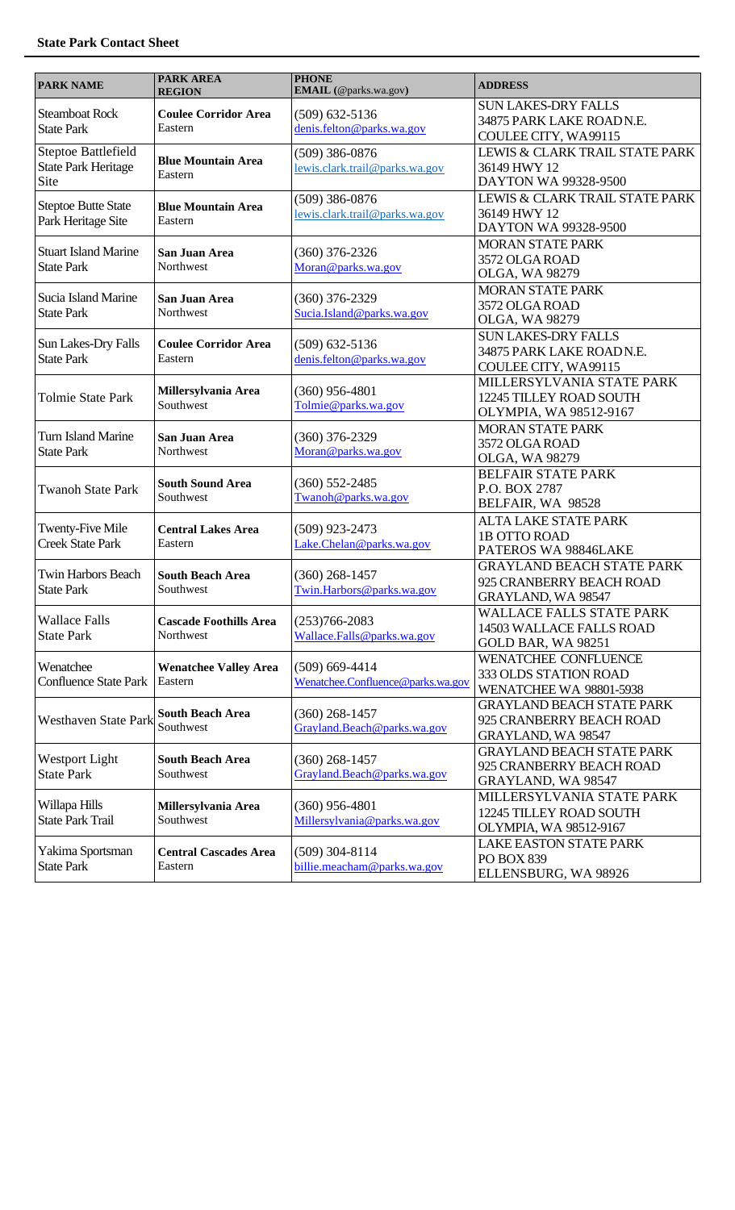**State Park Contact Sheet**

| PARK NAME | PARK AREA REGION | PHONE EMAIL (@parks.wa.gov) | ADDRESS |
|---|---|---|---|
| Steamboat Rock State Park | **Coulee Corridor Area** Eastern | (509) 632-5136 denis.felton@parks.wa.gov | SUN LAKES-DRY FALLS 34875 PARK LAKE ROAD N.E. COULEE CITY, WA99115 |
| Steptoe Battlefield State Park Heritage Site | **Blue Mountain Area** Eastern | (509) 386-0876 lewis.clark.trail@parks.wa.gov | LEWIS & CLARK TRAIL STATE PARK 36149 HWY 12 DAYTON WA 99328-9500 |
| Steptoe Butte State Park Heritage Site | **Blue Mountain Area** Eastern | (509) 386-0876 lewis.clark.trail@parks.wa.gov | LEWIS & CLARK TRAIL STATE PARK 36149 HWY 12 DAYTON WA 99328-9500 |
| Stuart Island Marine State Park | **San Juan Area** Northwest | (360) 376-2326 Moran@parks.wa.gov | MORAN STATE PARK 3572 OLGA ROAD OLGA, WA 98279 |
| Sucia Island Marine State Park | **San Juan Area** Northwest | (360) 376-2329 Sucia.Island@parks.wa.gov | MORAN STATE PARK 3572 OLGA ROAD OLGA, WA 98279 |
| Sun Lakes-Dry Falls State Park | **Coulee Corridor Area** Eastern | (509) 632-5136 denis.felton@parks.wa.gov | SUN LAKES-DRY FALLS 34875 PARK LAKE ROAD N.E. COULEE CITY, WA99115 |
| Tolmie State Park | **Millersylvania Area** Southwest | (360) 956-4801 Tolmie@parks.wa.gov | MILLERSYLVANIA STATE PARK 12245 TILLEY ROAD SOUTH OLYMPIA, WA 98512-9167 |
| Turn Island Marine State Park | **San Juan Area** Northwest | (360) 376-2329 Moran@parks.wa.gov | MORAN STATE PARK 3572 OLGA ROAD OLGA, WA 98279 |
| Twanoh State Park | **South Sound Area** Southwest | (360) 552-2485 Twanoh@parks.wa.gov | BELFAIR STATE PARK P.O. BOX 2787 BELFAIR, WA 98528 |
| Twenty-Five Mile Creek State Park | **Central Lakes Area** Eastern | (509) 923-2473 Lake.Chelan@parks.wa.gov | ALTA LAKE STATE PARK 1B OTTO ROAD PATEROS WA 98846LAKE |
| Twin Harbors Beach State Park | **South Beach Area** Southwest | (360) 268-1457 Twin.Harbors@parks.wa.gov | GRAYLAND BEACH STATE PARK 925 CRANBERRY BEACH ROAD GRAYLAND, WA 98547 |
| Wallace Falls State Park | **Cascade Foothills Area** Northwest | (253)766-2083 Wallace.Falls@parks.wa.gov | WALLACE FALLS STATE PARK 14503 WALLACE FALLS ROAD GOLD BAR, WA 98251 |
| Wenatchee Confluence State Park | **Wenatchee Valley Area** Eastern | (509) 669-4414 Wenatchee.Confluence@parks.wa.gov | WENATCHEE CONFLUENCE 333 OLDS STATION ROAD WENATCHEE WA 98801-5938 |
| Westhaven State Park | **South Beach Area** Southwest | (360) 268-1457 Grayland.Beach@parks.wa.gov | GRAYLAND BEACH STATE PARK 925 CRANBERRY BEACH ROAD GRAYLAND, WA 98547 |
| Westport Light State Park | **South Beach Area** Southwest | (360) 268-1457 Grayland.Beach@parks.wa.gov | GRAYLAND BEACH STATE PARK 925 CRANBERRY BEACH ROAD GRAYLAND, WA 98547 |
| Willapa Hills State Park Trail | **Millersylvania Area** Southwest | (360) 956-4801 Millersylvania@parks.wa.gov | MILLERSYLVANIA STATE PARK 12245 TILLEY ROAD SOUTH OLYMPIA, WA 98512-9167 |
| Yakima Sportsman State Park | **Central Cascades Area** Eastern | (509) 304-8114 billie.meacham@parks.wa.gov | LAKE EASTON STATE PARK PO BOX 839 ELLENSBURG, WA 98926 |